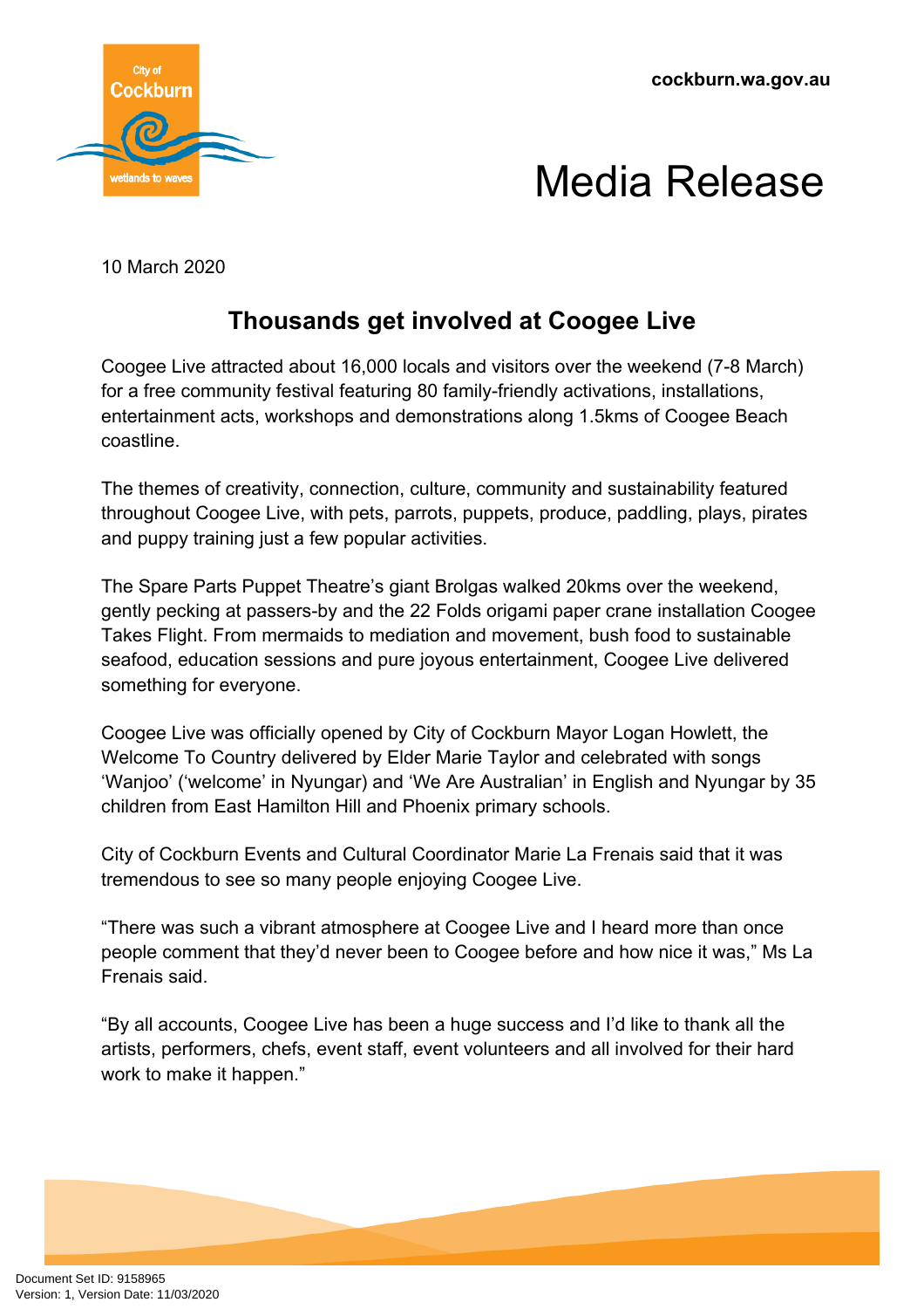cockburn.wa.gov.au

# Media Release

10 March 2020

## Thousands get involved at Coogee Live

Coogee Live attracted about 16,000 locals and visitors over the weekend (7-8 March) for a free community festival featuring 80 family-friendly activations, installations, entertainment acts, workshops and demonstrations along 1.5kms of Coogee Beach coastline.

The themes of creativity, connection, culture, community and sustainability featured throughout Coogee Live, with pets, parrots, puppets, produce, paddling, plays, pirates and puppy training just a few popular activities.

The Spare Parts Puppet Theatre's giant Brolgas walked 20kms over the weekend, gently pecking at passers-by and the 22 Folds origami paper crane installation Coogee Takes Flight. From mermaids to mediation and movement, bush food to sustainable seafood, education sessions and pure joyous entertainment, Coogee Live delivered something for everyone.

Coogee Live was officially opened by City of Cockburn Mayor Logan Howlett, the Welcome To Country delivered by Elder Marie Taylor and celebrated with songs 'Wanjoo' ('welcome' in Nyungar) and 'We Are Australian' in English and Nyungar by 35 children from East Hamilton Hill and Phoenix primary schools.

City of Cockburn Events and Cultural Coordinator Marie La Frenais said that it was tremendous to see so many people enjoying Coogee Live.

"There was such a vibrant atmosphere at Coogee Live and I heard more than once people comment that they'd never been to Coogee before and how nice it was," Ms La Frenais said.

"By all accounts, Coogee Live has been a huge success and I'd like to thank all the artists, performers, chefs, event staff, event volunteers and all involved for their hard work to make it happen."

Document Set ID: 9158965
Version: 1, Version Date: 11/03/2020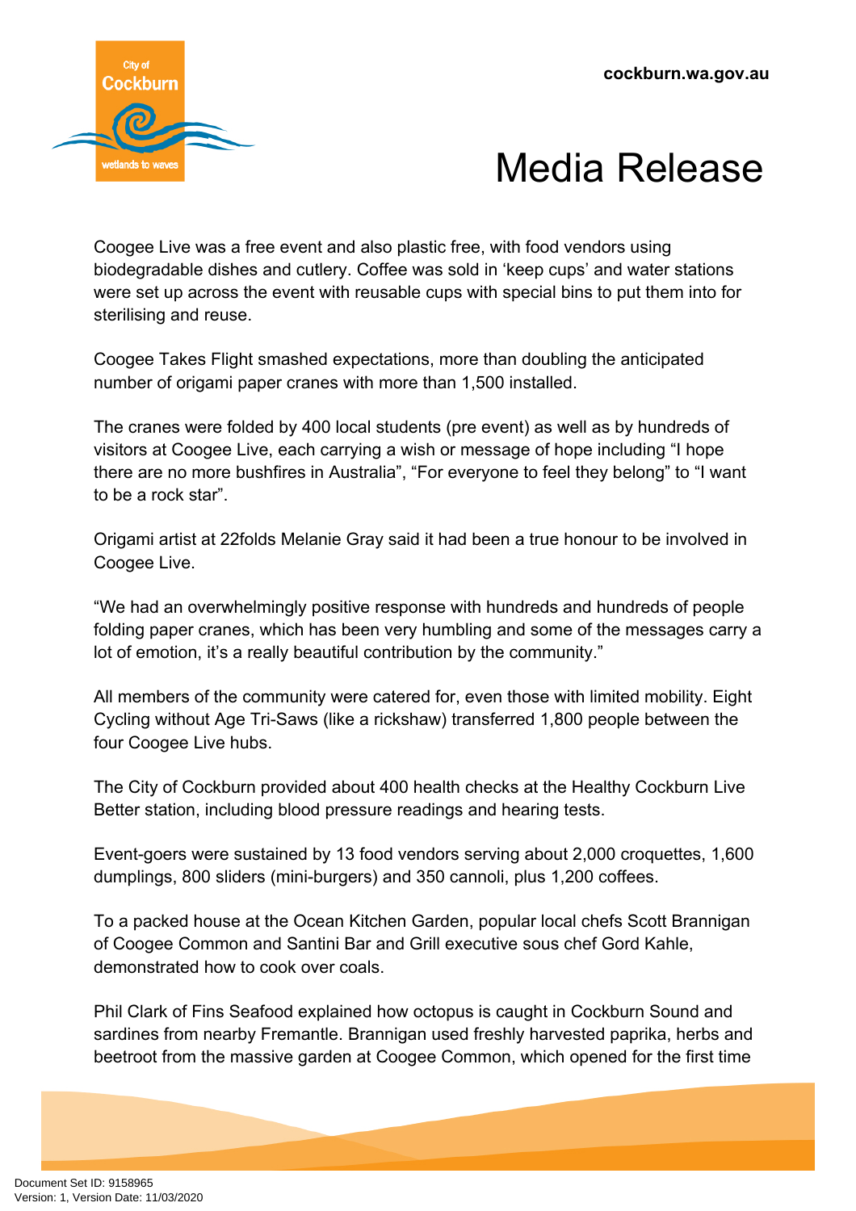Coogee Live was a free event and also plastic free, with food vendors using biodegradable dishes and cutlery. Coffee was sold in 'keep cups' and water stations were set up across the event with reusable cups with special bins to put them into for sterilising and reuse.

Coogee Takes Flight smashed expectations, more than doubling the anticipated number of origami paper cranes with more than 1,500 installed.

The cranes were folded by 400 local students (pre event) as well as by hundreds of visitors at Coogee Live, each carrying a wish or message of hope including "I hope there are no more bushfires in Australia", "For everyone to feel they belong" to "I want to be a rock star".

Origami artist at 22folds Melanie Gray said it had been a true honour to be involved in Coogee Live.

"We had an overwhelmingly positive response with hundreds and hundreds of people folding paper cranes, which has been very humbling and some of the messages carry a lot of emotion, it's a really beautiful contribution by the community."

All members of the community were catered for, even those with limited mobility. Eight Cycling without Age Tri-Saws (like a rickshaw) transferred 1,800 people between the four Coogee Live hubs.

The City of Cockburn provided about 400 health checks at the Healthy Cockburn Live Better station, including blood pressure readings and hearing tests.

Event-goers were sustained by 13 food vendors serving about 2,000 croquettes, 1,600 dumplings, 800 sliders (mini-burgers) and 350 cannoli, plus 1,200 coffees.

To a packed house at the Ocean Kitchen Garden, popular local chefs Scott Brannigan of Coogee Common and Santini Bar and Grill executive sous chef Gord Kahle, demonstrated how to cook over coals.

Phil Clark of Fins Seafood explained how octopus is caught in Cockburn Sound and sardines from nearby Fremantle. Brannigan used freshly harvested paprika, herbs and beetroot from the massive garden at Coogee Common, which opened for the first time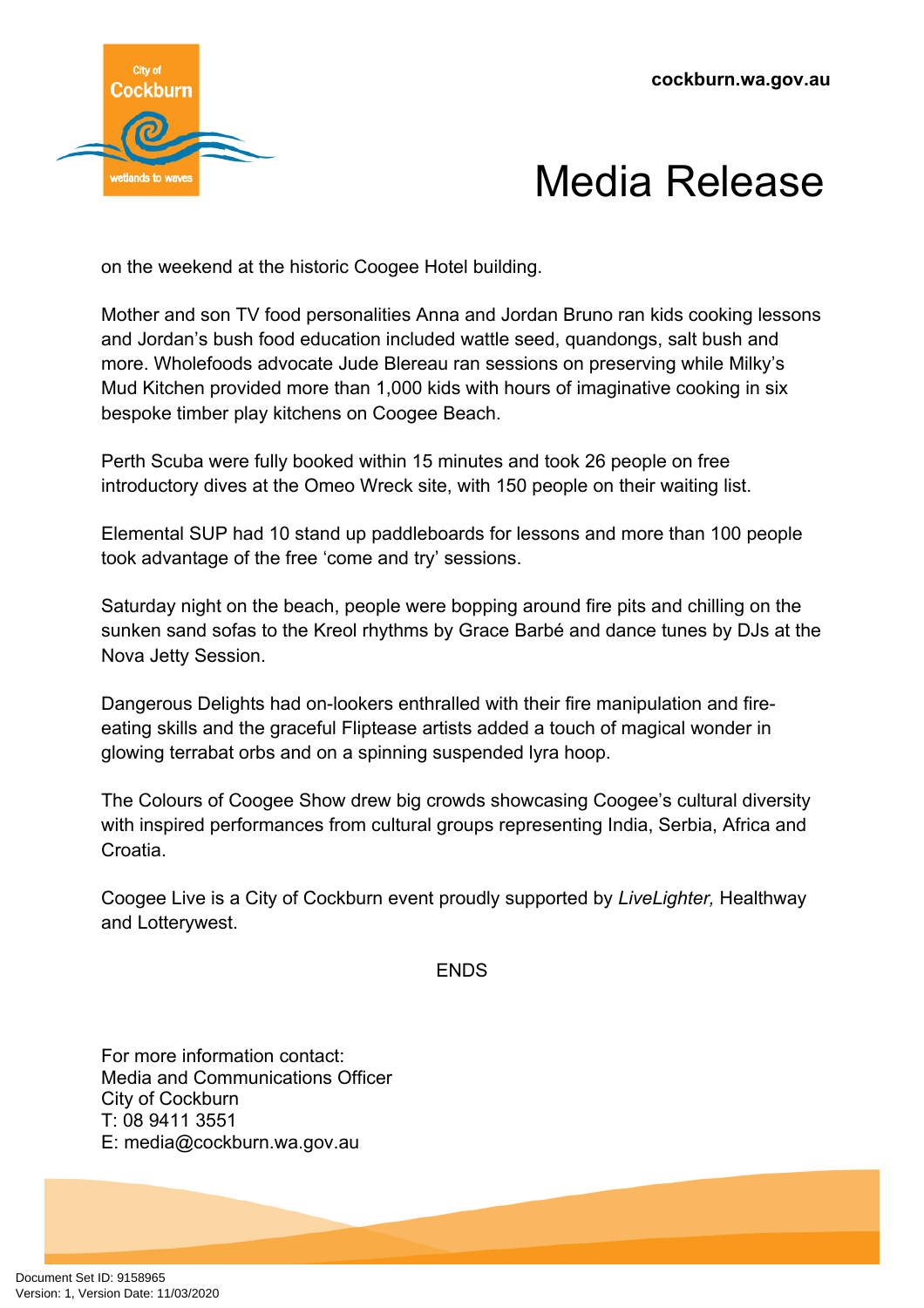on the weekend at the historic Coogee Hotel building.

Mother and son TV food personalities Anna and Jordan Bruno ran kids cooking lessons and Jordan's bush food education included wattle seed, quandongs, salt bush and more. Wholefoods advocate Jude Blereau ran sessions on preserving while Milky's Mud Kitchen provided more than 1,000 kids with hours of imaginative cooking in six bespoke timber play kitchens on Coogee Beach.

Perth Scuba were fully booked within 15 minutes and took 26 people on free introductory dives at the Omeo Wreck site, with 150 people on their waiting list.

Elemental SUP had 10 stand up paddleboards for lessons and more than 100 people took advantage of the free 'come and try' sessions.

Saturday night on the beach, people were bopping around fire pits and chilling on the sunken sand sofas to the Kreol rhythms by Grace Barbé and dance tunes by DJs at the Nova Jetty Session.

Dangerous Delights had on-lookers enthralled with their fire manipulation and fire-eating skills and the graceful Fliptease artists added a touch of magical wonder in glowing terrabat orbs and on a spinning suspended lyra hoop.

The Colours of Coogee Show drew big crowds showcasing Coogee's cultural diversity with inspired performances from cultural groups representing India, Serbia, Africa and Croatia.

Coogee Live is a City of Cockburn event proudly supported by *LiveLighter,* Healthway and Lotterywest.

ENDS

For more information contact:
Media and Communications Officer
City of Cockburn
T: 08 9411 3551
E: media@cockburn.wa.gov.au